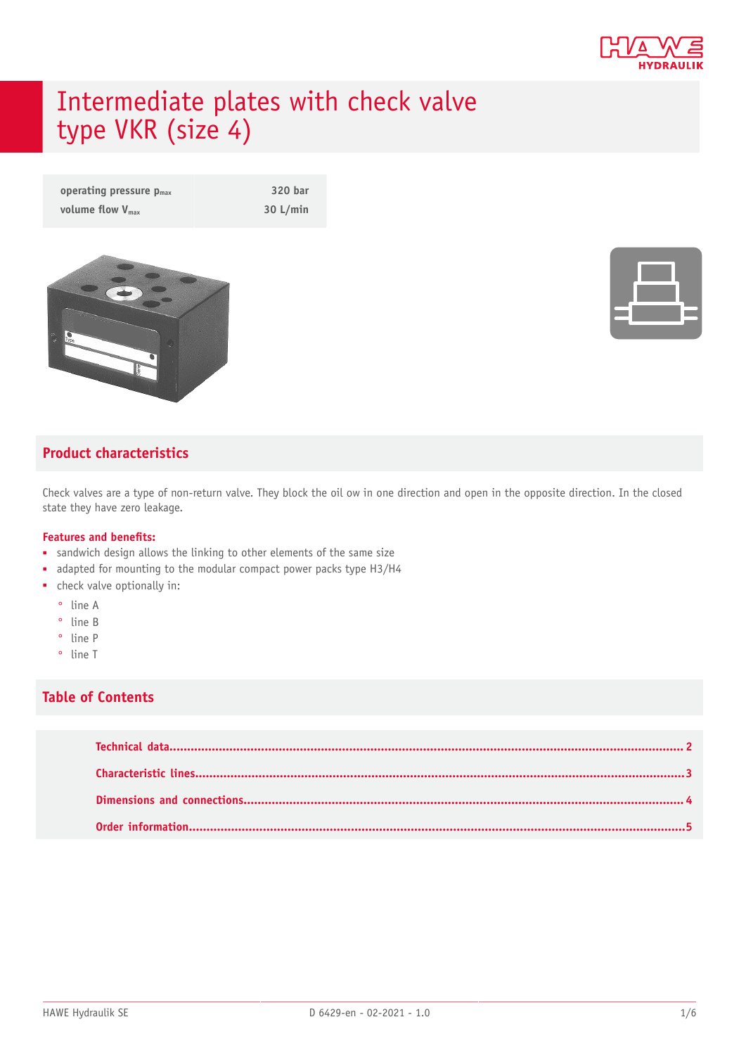# Intermediate plates with check valve type VKR (size 4)

| | |
|---|---|
| operating pressure $p_{max}$ | 320 bar |
| volume flow $V_{max}$ | 30 L/min |

## Product characteristics

Check valves are a type of non-return valve. They block the oil ow in one direction and open in the opposite direction. In the closed state they have zero leakage.

### Features and benefits:

- sandwich design allows the linking to other elements of the same size
- adapted for mounting to the modular compact power packs type H3/H4
- check valve optionally in:
  - line A
  - line B
  - line P
  - line T

## Table of Contents

- Technical data ........ 2
- Characteristic lines ........ 3
- Dimensions and connections ........ 4
- Order information ........ 5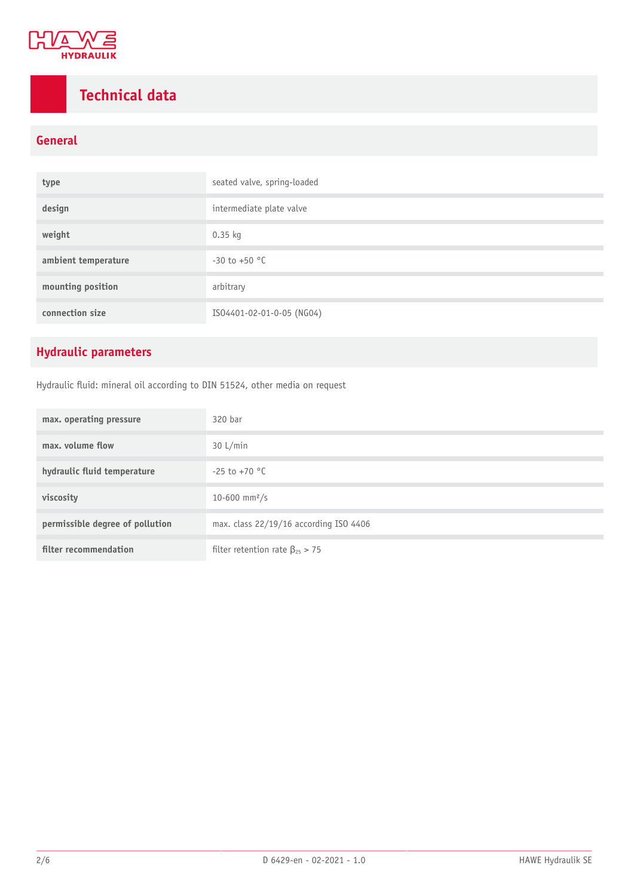# Technical data

## General

| | |
|---|---|
| type | seated valve, spring-loaded |
| design | intermediate plate valve |
| weight | 0.35 kg |
| ambient temperature | -30 to +50 °C |
| mounting position | arbitrary |
| connection size | ISO4401-02-01-0-05 (NG04) |

## Hydraulic parameters

Hydraulic fluid: mineral oil according to DIN 51524, other media on request

| | |
|---|---|
| max. operating pressure | 320 bar |
| max. volume flow | 30 L/min |
| hydraulic fluid temperature | -25 to +70 °C |
| viscosity | 10-600 $mm^2/s$ |
| permissible degree of pollution | max. class 22/19/16 according ISO 4406 |
| filter recommendation | filter retention rate $\beta_{25} > 75$ |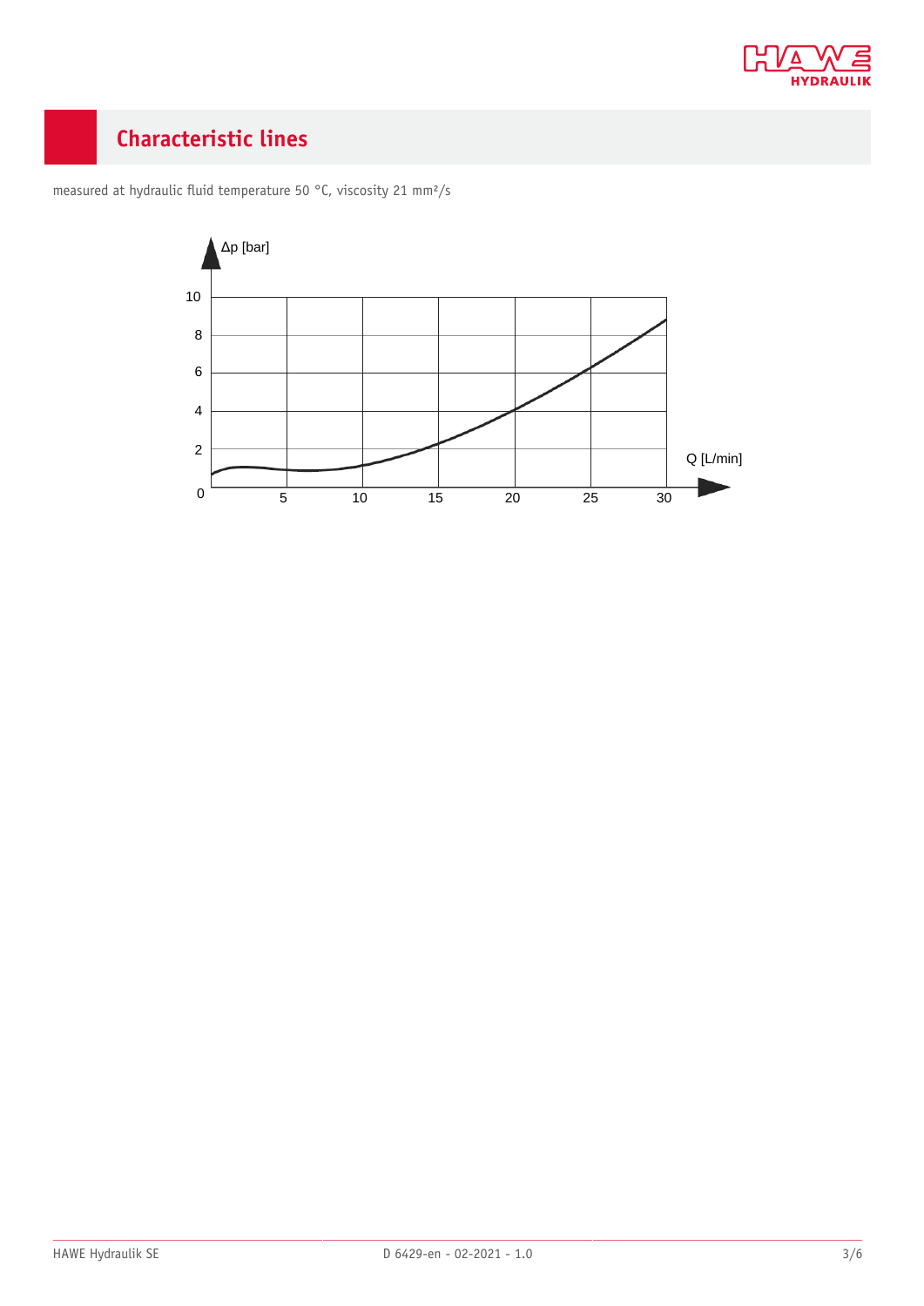## Characteristic lines

measured at hydraulic fluid temperature 50 °C, viscosity 21 mm²/s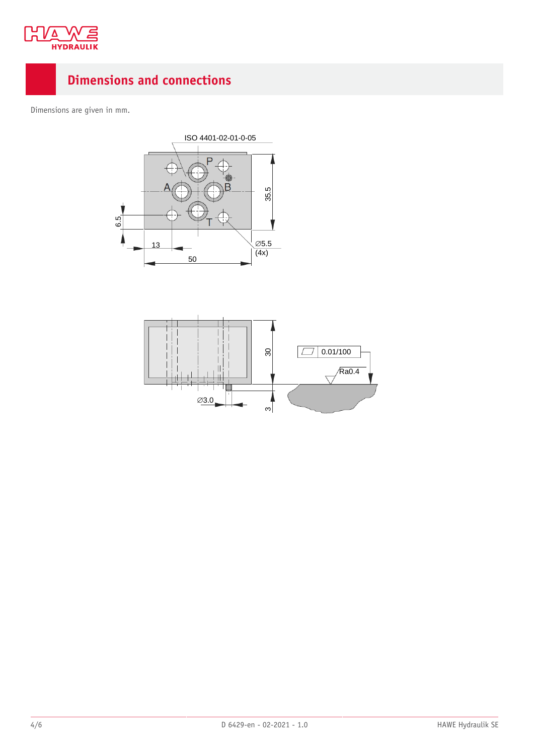## Dimensions and connections

Dimensions are given in mm.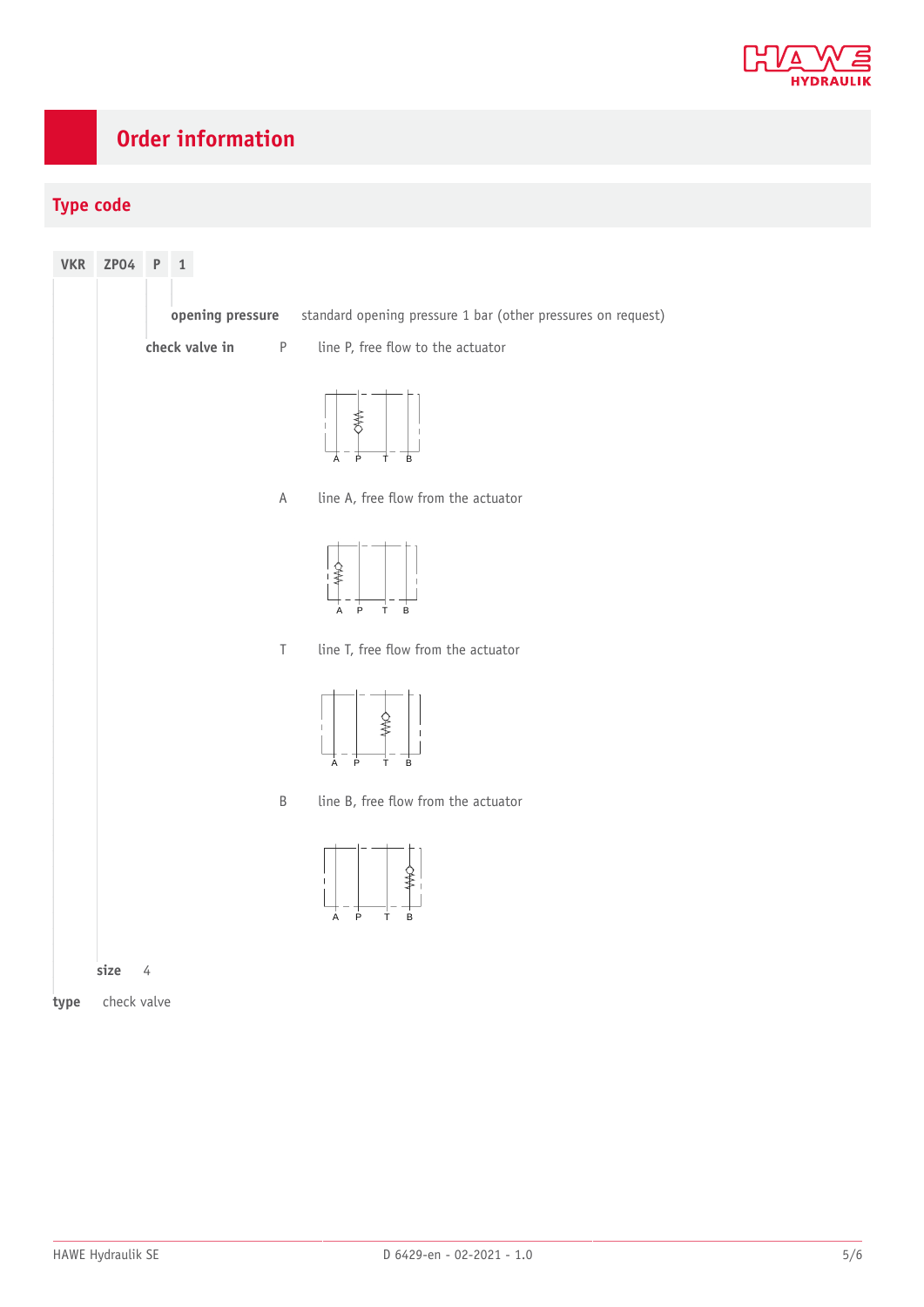# Order information

## Type code

| VKR | ZP04 | P | 1 |
|---|---|---|---|

**opening pressure** standard opening pressure 1 bar (other pressures on request)

**check valve in**

| | |
|---|---|
| P | line P, free flow to the actuator |
| A | line A, free flow from the actuator |
| T | line T, free flow from the actuator |
| B | line B, free flow from the actuator |

**size** 4

**type** check valve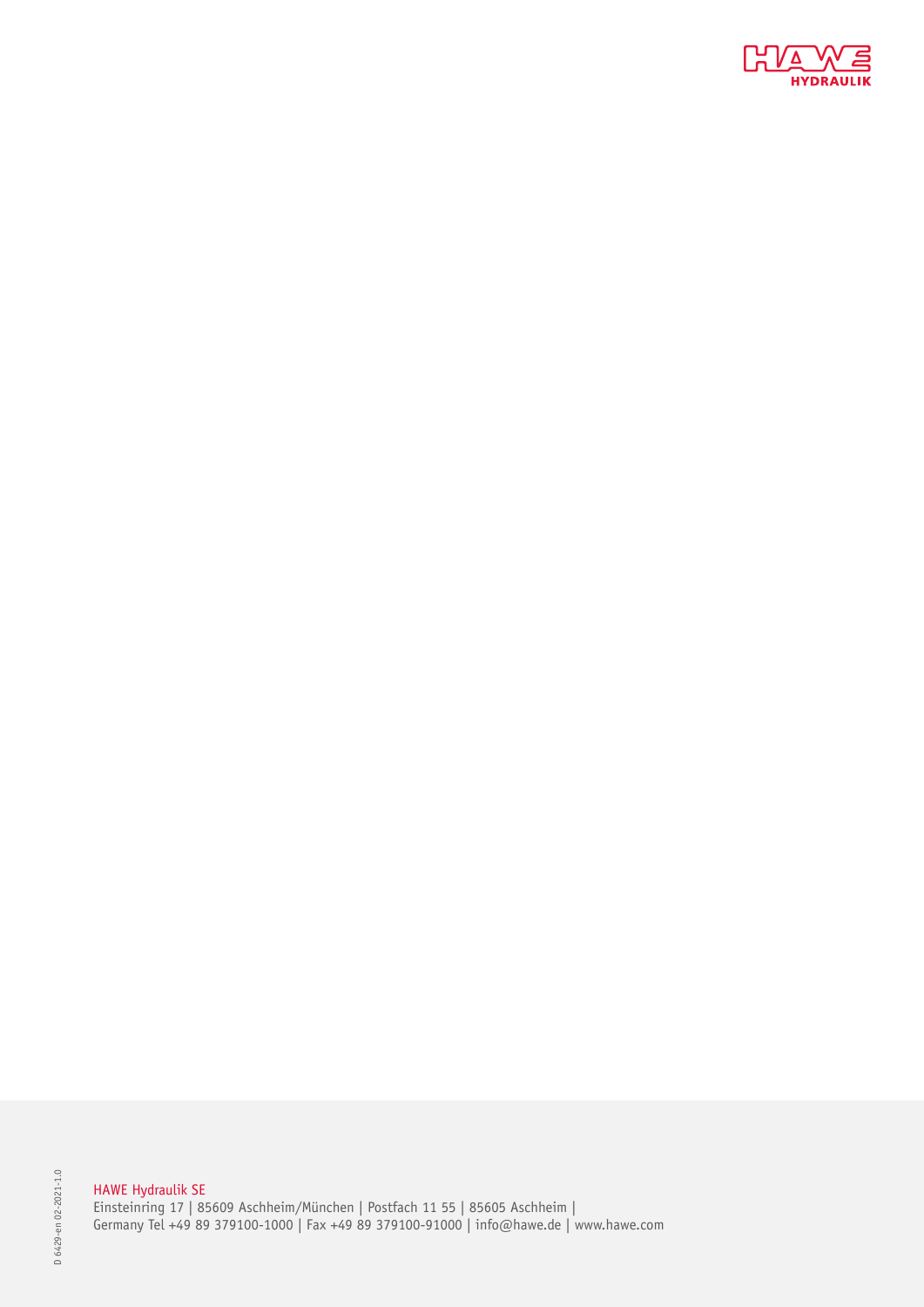HAWE Hydraulik SE

Einsteinring 17 | 85609 Aschheim/München | Postfach 11 55 | 85605 Aschheim | Germany Tel +49 89 379100-1000 | Fax +49 89 379100-91000 | info@hawe.de | www.hawe.com

D 6429-en 02-2021-1.0